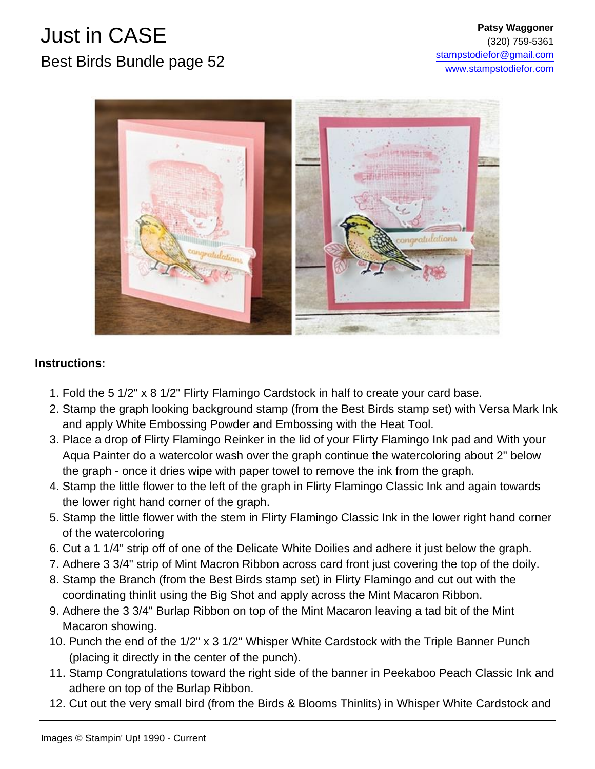# Just in CASE

## Best Birds Bundle page 52

**Patsy Waggoner**
(320) 759-5361
stampstodiefor@gmail.com
www.stampstodiefor.com

**Instructions:**

1. Fold the 5 1/2" x 8 1/2" Flirty Flamingo Cardstock in half to create your card base.
2. Stamp the graph looking background stamp (from the Best Birds stamp set) with Versa Mark Ink and apply White Embossing Powder and Embossing with the Heat Tool.
3. Place a drop of Flirty Flamingo Reinker in the lid of your Flirty Flamingo Ink pad and With your Aqua Painter do a watercolor wash over the graph continue the watercoloring about 2" below the graph - once it dries wipe with paper towel to remove the ink from the graph.
4. Stamp the little flower to the left of the graph in Flirty Flamingo Classic Ink and again towards the lower right hand corner of the graph.
5. Stamp the little flower with the stem in Flirty Flamingo Classic Ink in the lower right hand corner of the watercoloring
6. Cut a 1 1/4" strip off of one of the Delicate White Doilies and adhere it just below the graph.
7. Adhere 3 3/4" strip of Mint Macron Ribbon across card front just covering the top of the doily.
8. Stamp the Branch (from the Best Birds stamp set) in Flirty Flamingo and cut out with the coordinating thinlit using the Big Shot and apply across the Mint Macaron Ribbon.
9. Adhere the 3 3/4" Burlap Ribbon on top of the Mint Macaron leaving a tad bit of the Mint Macaron showing.
10. Punch the end of the 1/2" x 3 1/2" Whisper White Cardstock with the Triple Banner Punch (placing it directly in the center of the punch).
11. Stamp Congratulations toward the right side of the banner in Peekaboo Peach Classic Ink and adhere on top of the Burlap Ribbon.
12. Cut out the very small bird (from the Birds & Blooms Thinlits) in Whisper White Cardstock and

Images © Stampin' Up! 1990 - Current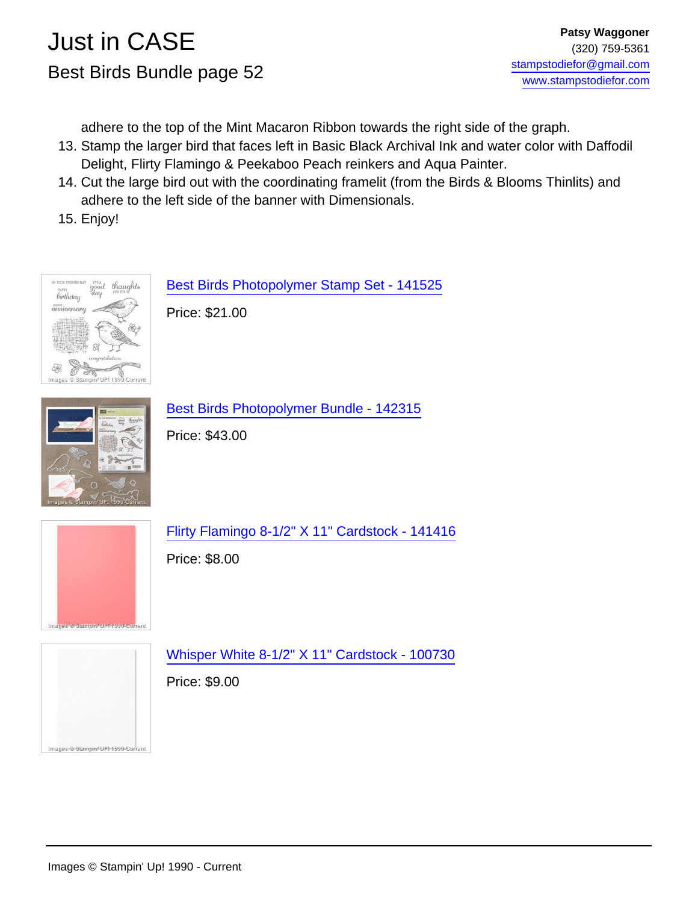adhere to the top of the Mint Macaron Ribbon towards the right side of the graph.

13. Stamp the larger bird that faces left in Basic Black Archival Ink and water color with Daffodil Delight, Flirty Flamingo & Peekaboo Peach reinkers and Aqua Painter.
14. Cut the large bird out with the coordinating framelit (from the Birds & Blooms Thinlits) and adhere to the left side of the banner with Dimensionals.
15. Enjoy!

Best Birds Photopolymer Stamp Set - 141525

Price: $21.00

Best Birds Photopolymer Bundle - 142315

Price: $43.00

Flirty Flamingo 8-1/2" X 11" Cardstock - 141416

Price: $8.00

Whisper White 8-1/2" X 11" Cardstock - 100730

Price: $9.00

Images © Stampin' Up! 1990 - Current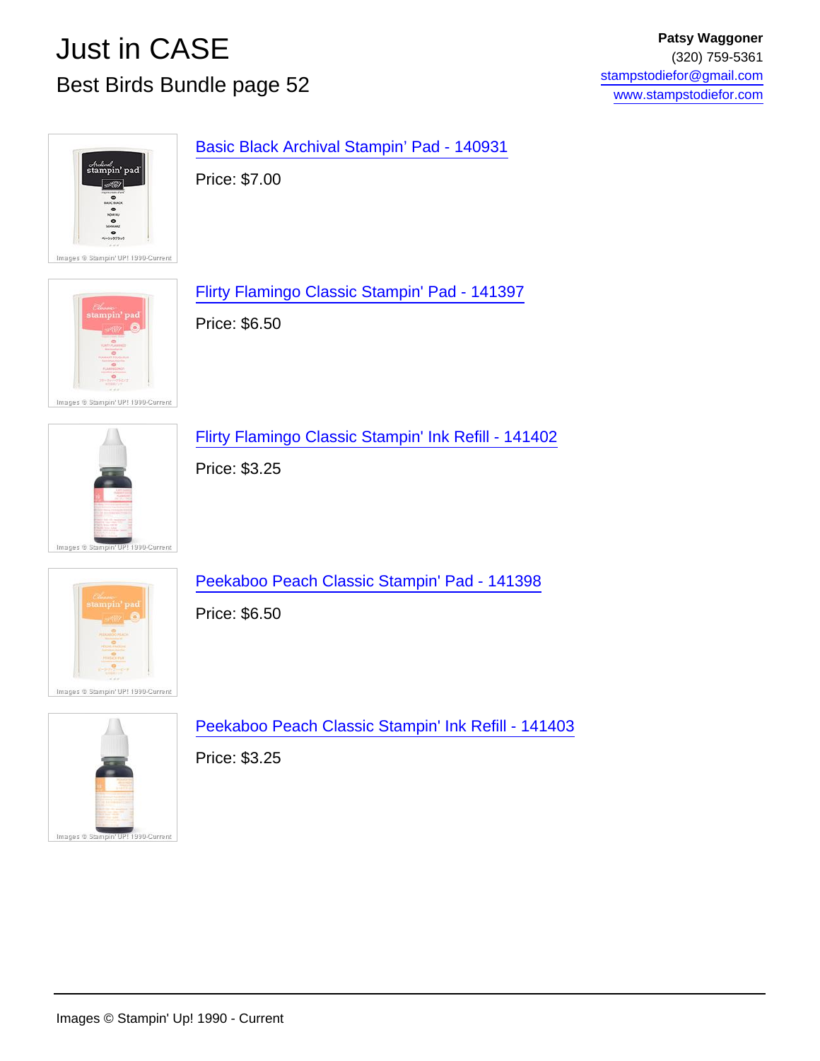# Just in CASE

## Best Birds Bundle page 52

**Patsy Waggoner**
(320) 759-5361
stampstodiefor@gmail.com
www.stampstodiefor.com

Basic Black Archival Stampin’ Pad - 140931

Price: $7.00

Flirty Flamingo Classic Stampin' Pad - 141397

Price: $6.50

Flirty Flamingo Classic Stampin' Ink Refill - 141402

Price: $3.25

Peekaboo Peach Classic Stampin' Pad - 141398

Price: $6.50

Peekaboo Peach Classic Stampin' Ink Refill - 141403

Price: $3.25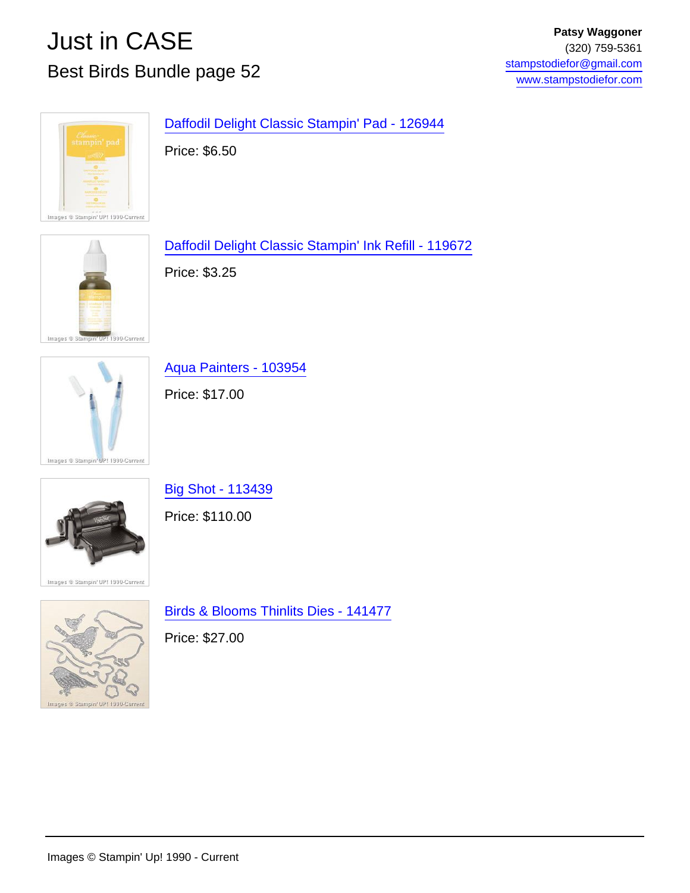# Just in CASE

## Best Birds Bundle page 52

**Patsy Waggoner**
(320) 759-5361
stampstodiefor@gmail.com
www.stampstodiefor.com

Daffodil Delight Classic Stampin' Pad - 126944

Price: $6.50

Daffodil Delight Classic Stampin' Ink Refill - 119672

Price: $3.25

Aqua Painters - 103954

Price: $17.00

Big Shot - 113439

Price: $110.00

Birds & Blooms Thinlits Dies - 141477

Price: $27.00

Images © Stampin' Up! 1990 - Current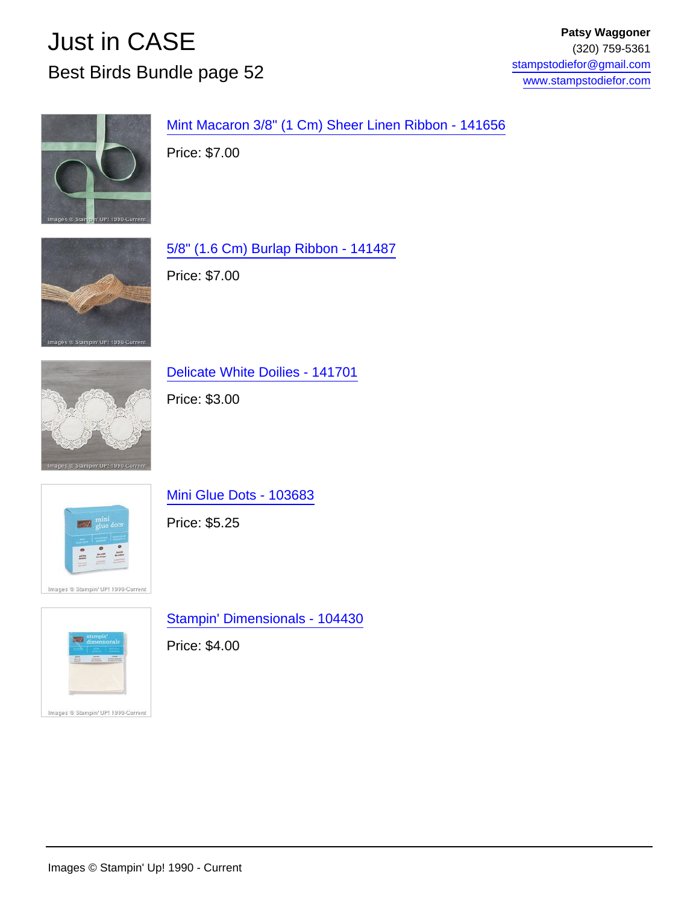# Just in CASE

## Best Birds Bundle page 52

**Patsy Waggoner**
(320) 759-5361
stampstodiefor@gmail.com
www.stampstodiefor.com

Mint Macaron 3/8" (1 Cm) Sheer Linen Ribbon - 141656

Price: $7.00

5/8" (1.6 Cm) Burlap Ribbon - 141487

Price: $7.00

Delicate White Doilies - 141701

Price: $3.00

Mini Glue Dots - 103683

Price: $5.25

Stampin' Dimensionals - 104430

Price: $4.00

Images © Stampin' Up! 1990 - Current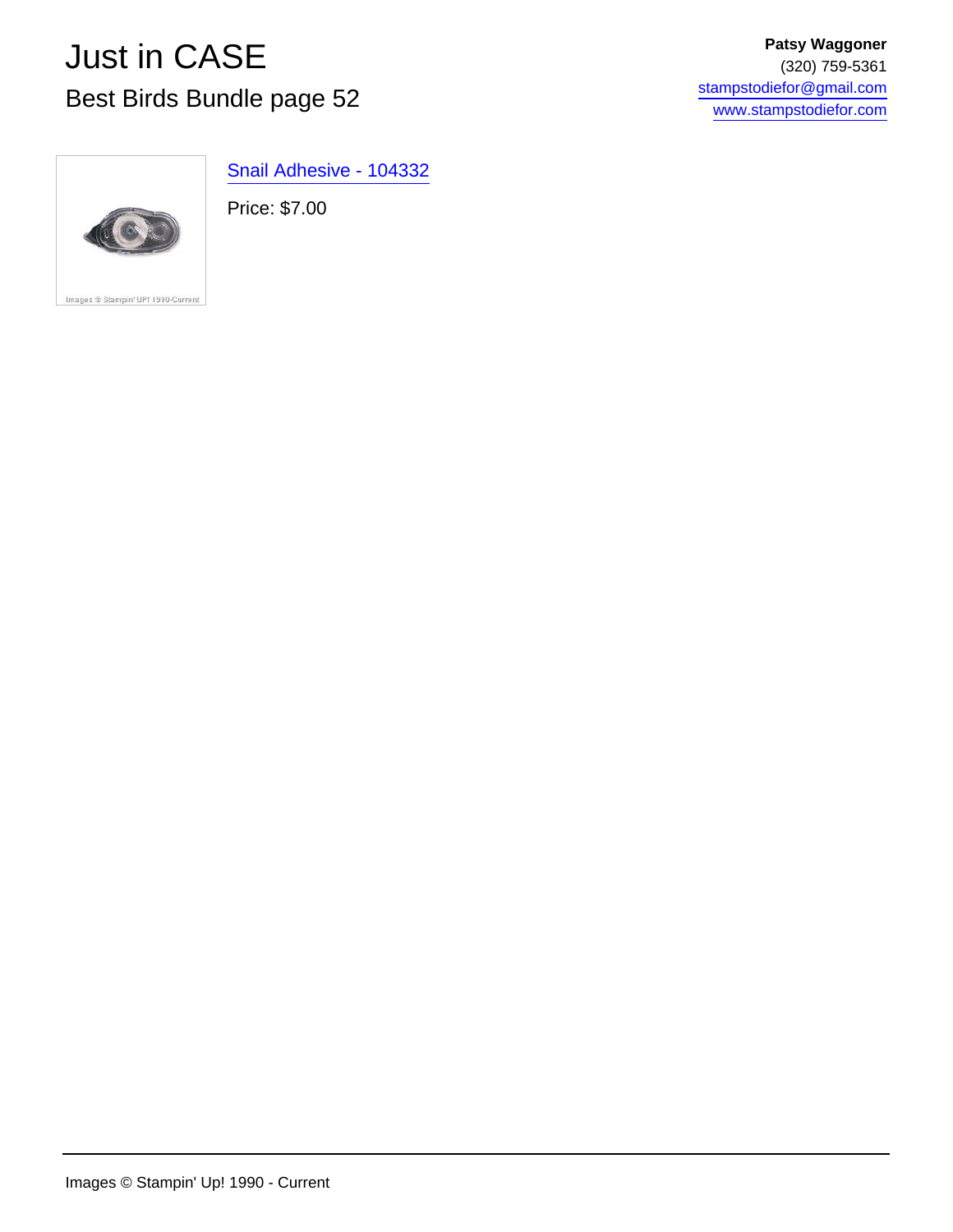[Snail Adhesive - 104332]

Price: $7.00